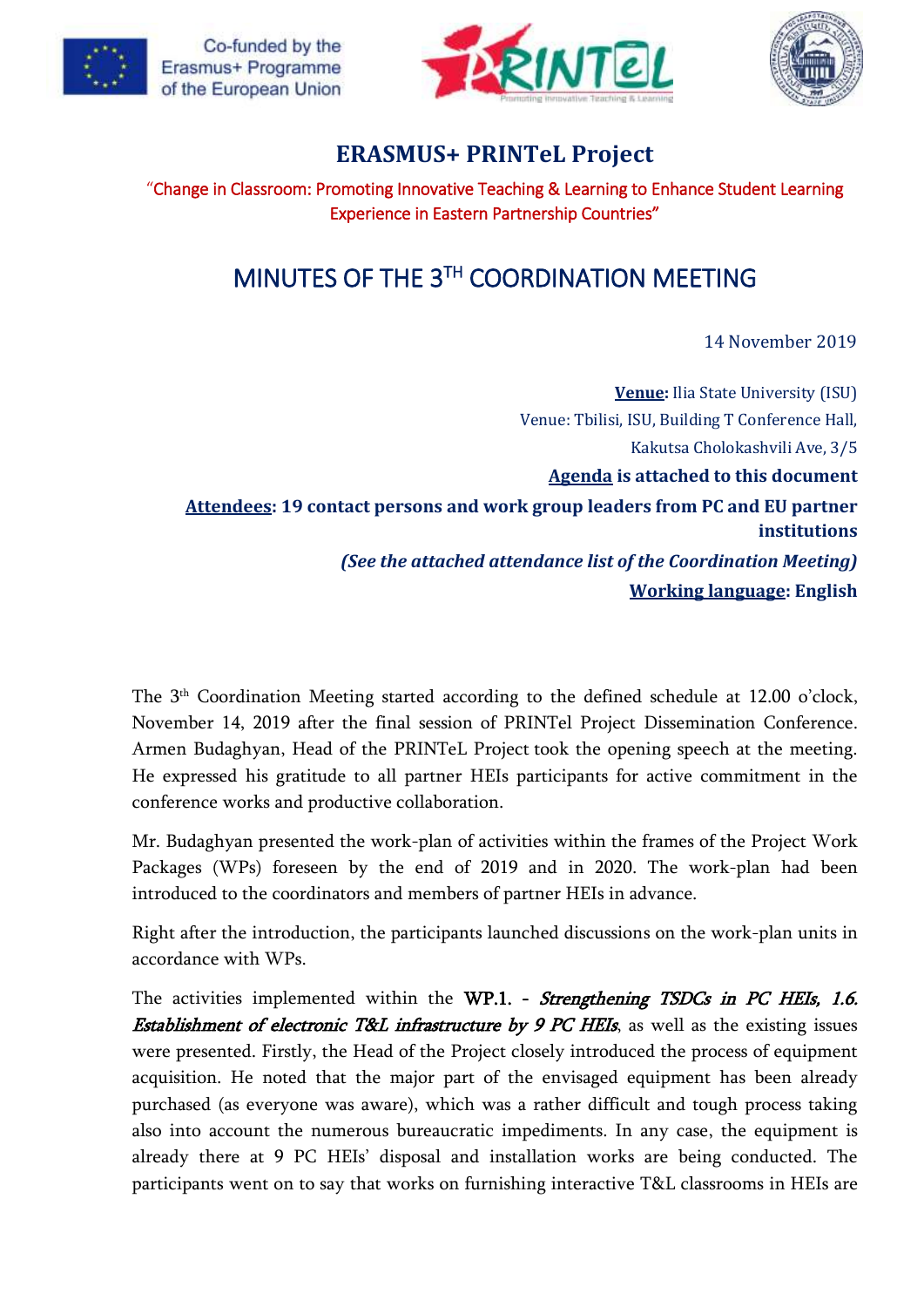Co-funded by the Erasmus+ Programme of the European Union

# ERASMUS+ PRINTeL Project

"Change in Classroom: Promoting Innovative Teaching & Learning to Enhance Student Learning Experience in Eastern Partnership Countries"

# MINUTES OF THE 3[TH] COORDINATION MEETING

14 November 2019

**Venue:** Ilia State University (ISU)
Venue: Tbilisi, ISU, Building T Conference Hall,
Kakutsa Cholokashvili Ave, 3/5

**Agenda is attached to this document**

**Attendees: 19 contact persons and work group leaders from PC and EU partner institutions**

***(See the attached attendance list of the Coordination Meeting)***

**Working language: English**

The 3[th] Coordination Meeting started according to the defined schedule at 12.00 o'clock, November 14, 2019 after the final session of PRINTel Project Dissemination Conference. Armen Budaghyan, Head of the PRINTeL Project took the opening speech at the meeting. He expressed his gratitude to all partner HEIs participants for active commitment in the conference works and productive collaboration.

Mr. Budaghyan presented the work-plan of activities within the frames of the Project Work Packages (WPs) foreseen by the end of 2019 and in 2020. The work-plan had been introduced to the coordinators and members of partner HEIs in advance.

Right after the introduction, the participants launched discussions on the work-plan units in accordance with WPs.

The activities implemented within the WP.1. - *Strengthening TSDCs in PC HEIs, 1.6. Establishment of electronic T&L infrastructure by 9 PC HEIs*, as well as the existing issues were presented. Firstly, the Head of the Project closely introduced the process of equipment acquisition. He noted that the major part of the envisaged equipment has been already purchased (as everyone was aware), which was a rather difficult and tough process taking also into account the numerous bureaucratic impediments. In any case, the equipment is already there at 9 PC HEIs' disposal and installation works are being conducted. The participants went on to say that works on furnishing interactive T&L classrooms in HEIs are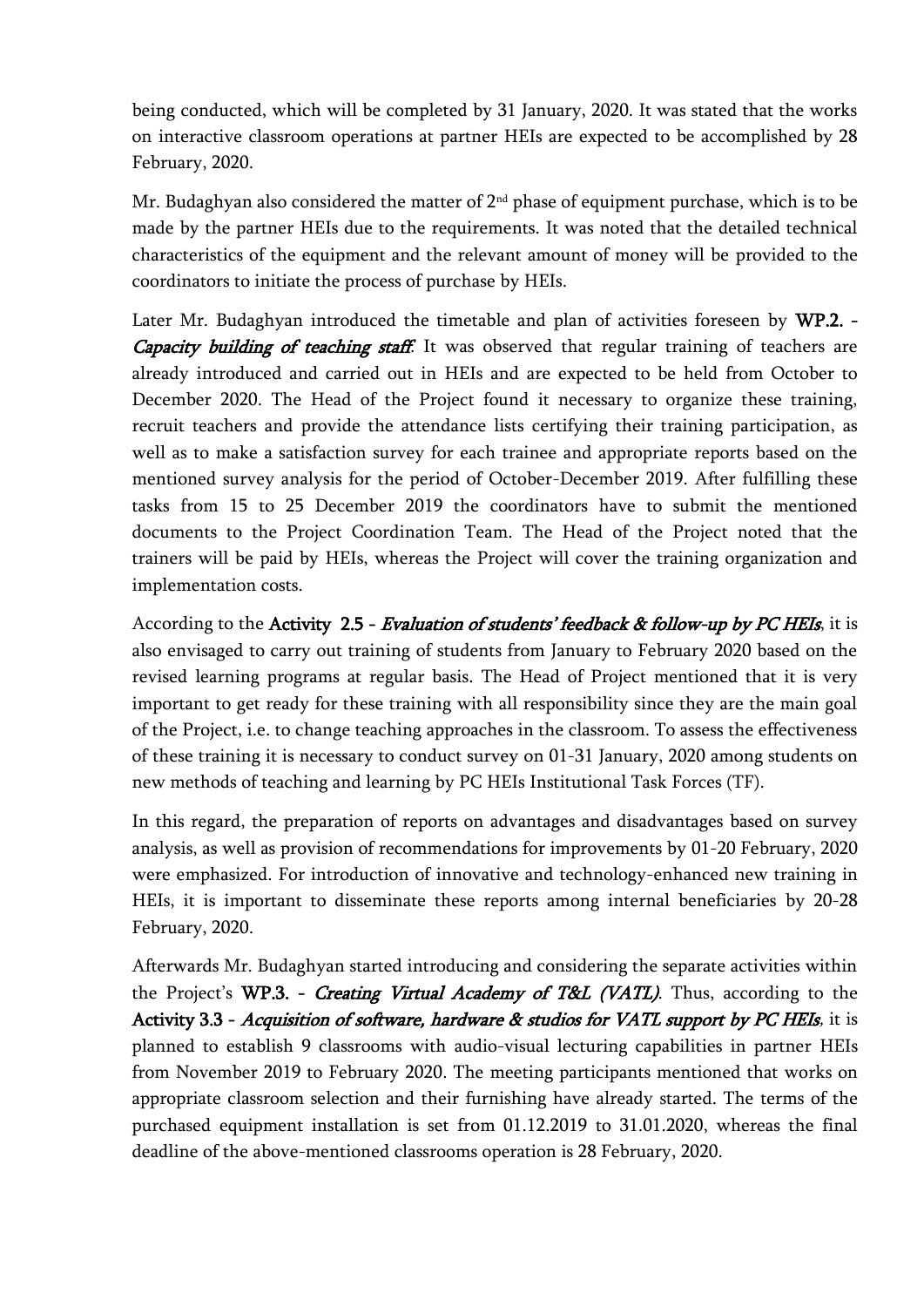being conducted, which will be completed by 31 January, 2020. It was stated that the works on interactive classroom operations at partner HEIs are expected to be accomplished by 28 February, 2020.

Mr. Budaghyan also considered the matter of 2nd phase of equipment purchase, which is to be made by the partner HEIs due to the requirements. It was noted that the detailed technical characteristics of the equipment and the relevant amount of money will be provided to the coordinators to initiate the process of purchase by HEIs.

Later Mr. Budaghyan introduced the timetable and plan of activities foreseen by **WP.2.** - ***Capacity building of teaching staff***. It was observed that regular training of teachers are already introduced and carried out in HEIs and are expected to be held from October to December 2020. The Head of the Project found it necessary to organize these training, recruit teachers and provide the attendance lists certifying their training participation, as well as to make a satisfaction survey for each trainee and appropriate reports based on the mentioned survey analysis for the period of October-December 2019. After fulfilling these tasks from 15 to 25 December 2019 the coordinators have to submit the mentioned documents to the Project Coordination Team. The Head of the Project noted that the trainers will be paid by HEIs, whereas the Project will cover the training organization and implementation costs.

According to the **Activity 2.5** - ***Evaluation of students' feedback & follow-up by PC HEIs***, it is also envisaged to carry out training of students from January to February 2020 based on the revised learning programs at regular basis. The Head of Project mentioned that it is very important to get ready for these training with all responsibility since they are the main goal of the Project, i.e. to change teaching approaches in the classroom. To assess the effectiveness of these training it is necessary to conduct survey on 01-31 January, 2020 among students on new methods of teaching and learning by PC HEIs Institutional Task Forces (TF).

In this regard, the preparation of reports on advantages and disadvantages based on survey analysis, as well as provision of recommendations for improvements by 01-20 February, 2020 were emphasized. For introduction of innovative and technology-enhanced new training in HEIs, it is important to disseminate these reports among internal beneficiaries by 20-28 February, 2020.

Afterwards Mr. Budaghyan started introducing and considering the separate activities within the Project's **WP.3.** - ***Creating Virtual Academy of T&L (VATL)***. Thus, according to the **Activity 3.3** - ***Acquisition of software, hardware & studios for VATL support by PC HEIs***, it is planned to establish 9 classrooms with audio-visual lecturing capabilities in partner HEIs from November 2019 to February 2020. The meeting participants mentioned that works on appropriate classroom selection and their furnishing have already started. The terms of the purchased equipment installation is set from 01.12.2019 to 31.01.2020, whereas the final deadline of the above-mentioned classrooms operation is 28 February, 2020.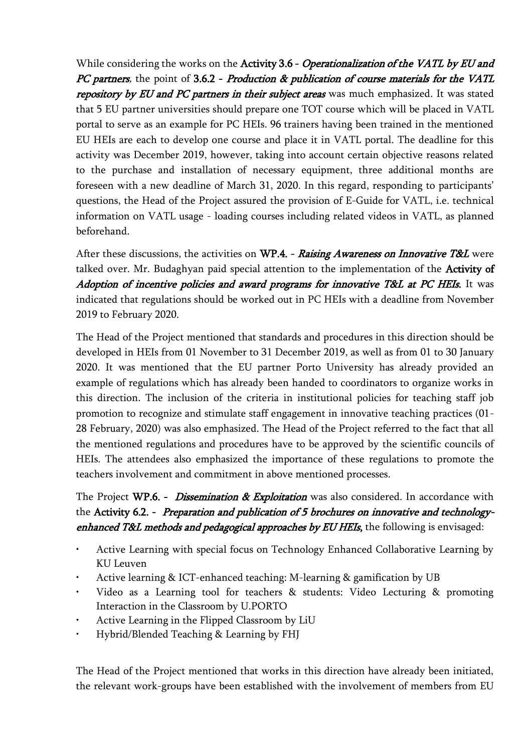While considering the works on the **Activity 3.6 -** ***Operationalization of the VATL by EU and PC partners***, the point of **3.6.2 -** ***Production & publication of course materials for the VATL repository by EU and PC partners in their subject areas*** was much emphasized. It was stated that 5 EU partner universities should prepare one TOT course which will be placed in VATL portal to serve as an example for PC HEIs. 96 trainers having been trained in the mentioned EU HEIs are each to develop one course and place it in VATL portal. The deadline for this activity was December 2019, however, taking into account certain objective reasons related to the purchase and installation of necessary equipment, three additional months are foreseen with a new deadline of March 31, 2020. In this regard, responding to participants' questions, the Head of the Project assured the provision of E-Guide for VATL, i.e. technical information on VATL usage - loading courses including related videos in VATL, as planned beforehand.

After these discussions, the activities on **WP.4. -** ***Raising Awareness on Innovative T&L*** were talked over. Mr. Budaghyan paid special attention to the implementation of the **Activity of** ***Adoption of incentive policies and award programs for innovative T&L at PC HEIs***. It was indicated that regulations should be worked out in PC HEIs with a deadline from November 2019 to February 2020.

The Head of the Project mentioned that standards and procedures in this direction should be developed in HEIs from 01 November to 31 December 2019, as well as from 01 to 30 January 2020. It was mentioned that the EU partner Porto University has already provided an example of regulations which has already been handed to coordinators to organize works in this direction. The inclusion of the criteria in institutional policies for teaching staff job promotion to recognize and stimulate staff engagement in innovative teaching practices (01-28 February, 2020) was also emphasized. The Head of the Project referred to the fact that all the mentioned regulations and procedures have to be approved by the scientific councils of HEIs. The attendees also emphasized the importance of these regulations to promote the teachers involvement and commitment in above mentioned processes.

The Project **WP.6. -** ***Dissemination & Exploitation*** was also considered. In accordance with the **Activity 6.2. -** ***Preparation and publication of 5 brochures on innovative and technology-enhanced T&L methods and pedagogical approaches by EU HEIs***, the following is envisaged:

- Active Learning with special focus on Technology Enhanced Collaborative Learning by KU Leuven
- Active learning & ICT-enhanced teaching: M-learning & gamification by UB
- Video as a Learning tool for teachers & students: Video Lecturing & promoting Interaction in the Classroom by U.PORTO
- Active Learning in the Flipped Classroom by LiU
- Hybrid/Blended Teaching & Learning by FHJ

The Head of the Project mentioned that works in this direction have already been initiated, the relevant work-groups have been established with the involvement of members from EU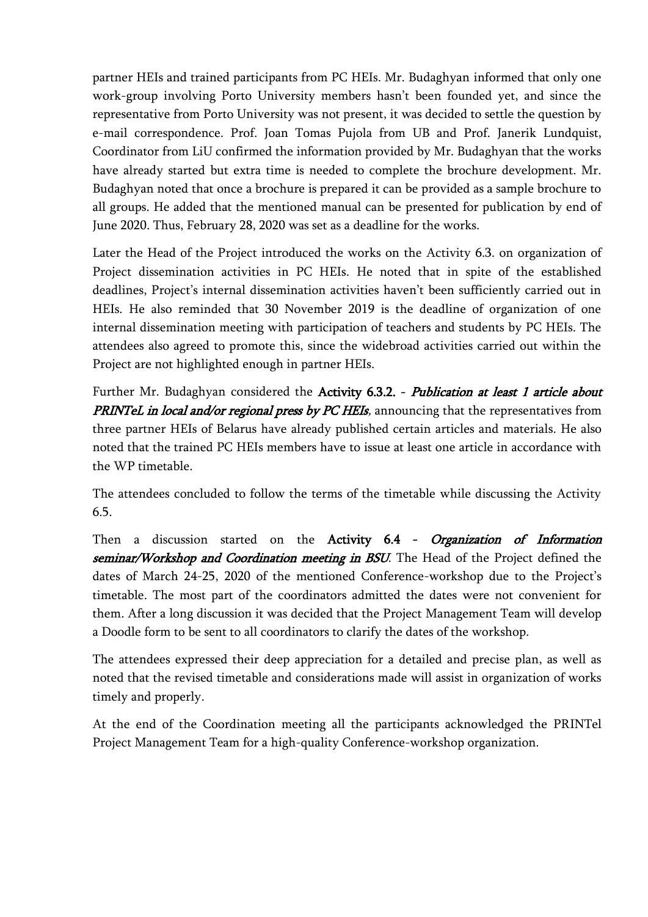partner HEIs and trained participants from PC HEIs. Mr. Budaghyan informed that only one work-group involving Porto University members hasn't been founded yet, and since the representative from Porto University was not present, it was decided to settle the question by e-mail correspondence. Prof. Joan Tomas Pujola from UB and Prof. Janerik Lundquist, Coordinator from LiU confirmed the information provided by Mr. Budaghyan that the works have already started but extra time is needed to complete the brochure development. Mr. Budaghyan noted that once a brochure is prepared it can be provided as a sample brochure to all groups. He added that the mentioned manual can be presented for publication by end of June 2020. Thus, February 28, 2020 was set as a deadline for the works.

Later the Head of the Project introduced the works on the Activity 6.3. on organization of Project dissemination activities in PC HEIs. He noted that in spite of the established deadlines, Project's internal dissemination activities haven't been sufficiently carried out in HEIs. He also reminded that 30 November 2019 is the deadline of organization of one internal dissemination meeting with participation of teachers and students by PC HEIs. The attendees also agreed to promote this, since the widebroad activities carried out within the Project are not highlighted enough in partner HEIs.

Further Mr. Budaghyan considered the **Activity 6.3.2.** - ***Publication at least 1 article about PRINTeL in local and/or regional press by PC HEIs***, announcing that the representatives from three partner HEIs of Belarus have already published certain articles and materials. He also noted that the trained PC HEIs members have to issue at least one article in accordance with the WP timetable.

The attendees concluded to follow the terms of the timetable while discussing the Activity 6.5.

Then a discussion started on the **Activity 6.4** - ***Organization of Information seminar/Workshop and Coordination meeting in BSU***. The Head of the Project defined the dates of March 24-25, 2020 of the mentioned Conference-workshop due to the Project's timetable. The most part of the coordinators admitted the dates were not convenient for them. After a long discussion it was decided that the Project Management Team will develop a Doodle form to be sent to all coordinators to clarify the dates of the workshop.

The attendees expressed their deep appreciation for a detailed and precise plan, as well as noted that the revised timetable and considerations made will assist in organization of works timely and properly.

At the end of the Coordination meeting all the participants acknowledged the PRINTel Project Management Team for a high-quality Conference-workshop organization.